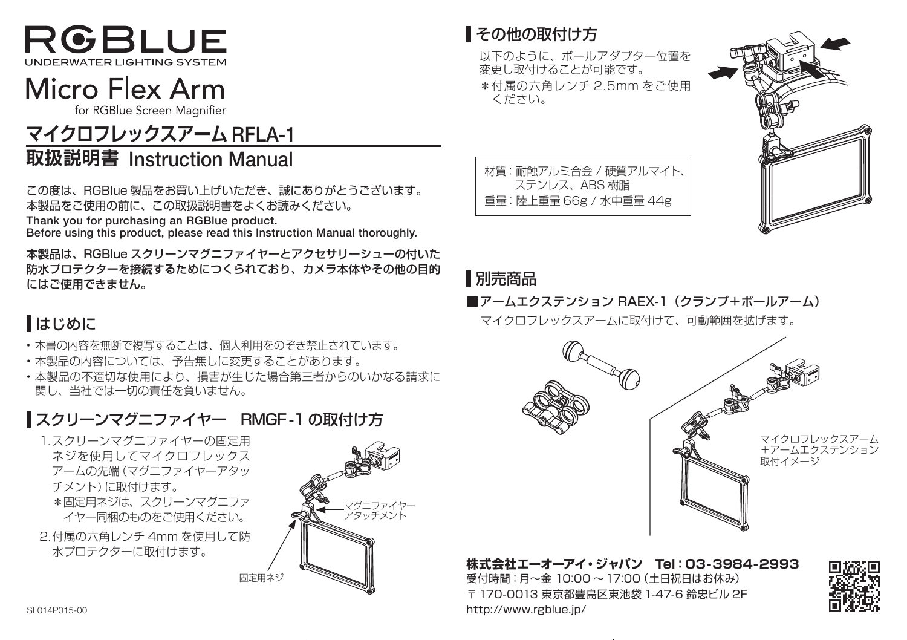# RGBLUE

UNDERWATER LIGHTING SYSTEM

# Micro Flex Arm

for RGBlue Screen Magnifier

## マイクロフレックスアーム RFLA-1

## 取扱説明書 Instruction Manual

この度は、RGBlue 製品をお買い上げいただき、誠にありがとうございます。
本製品をご使用の前に、この取扱説明書をよくお読みください。

**Thank you for purchasing an RGBlue product.**
**Before using this product, please read this Instruction Manual thoroughly.**

**本製品は、RGBlue スクリーンマグニファイヤーとアクセサリーシューの付いた防水プロテクターを接続するためにつくられており、カメラ本体やその他の目的にはご使用できません。**

## はじめに

- 本書の内容を無断で複写することは、個人利用をのぞき禁止されています。
- 本製品の内容については、予告無しに変更することがあります。
- 本製品の不適切な使用により、損害が生じた場合第三者からのいかなる請求に関し、当社では一切の責任を負いません。

## スクリーンマグニファイヤー　RMGF-1 の取付け方

1. スクリーンマグニファイヤーの固定用ネジを使用してマイクロフレックスアームの先端（マグニファイヤーアタッチメント）に取付けます。
   ＊固定用ネジは、スクリーンマグニファイヤー同梱のものをご使用ください。
2. 付属の六角レンチ 4mm を使用して防水プロテクターに取付けます。

マグニファイヤーアタッチメント

固定用ネジ

## その他の取付け方

以下のように、ボールアダプター位置を変更し取付けることが可能です。
＊付属の六角レンチ 2.5mm をご使用ください。

材質：耐蝕アルミ合金 / 硬質アルマイト、ステンレス、ABS 樹脂
重量：陸上重量 66g / 水中重量 44g

## 別売商品

**■アームエクステンション RAEX-1（クランプ＋ボールアーム）**

マイクロフレックスアームに取付けて、可動範囲を拡げます。

マイクロフレックスアーム＋アームエクステンション取付イメージ

**株式会社エーオーアイ・ジャパン　Tel：03-3984-2993**
受付時間：月〜金 10:00 〜 17:00（土日祝日はお休み）
〒 170-0013 東京都豊島区東池袋 1-47-6 鈴忠ビル 2F
http://www.rgblue.jp/

SL014P015-00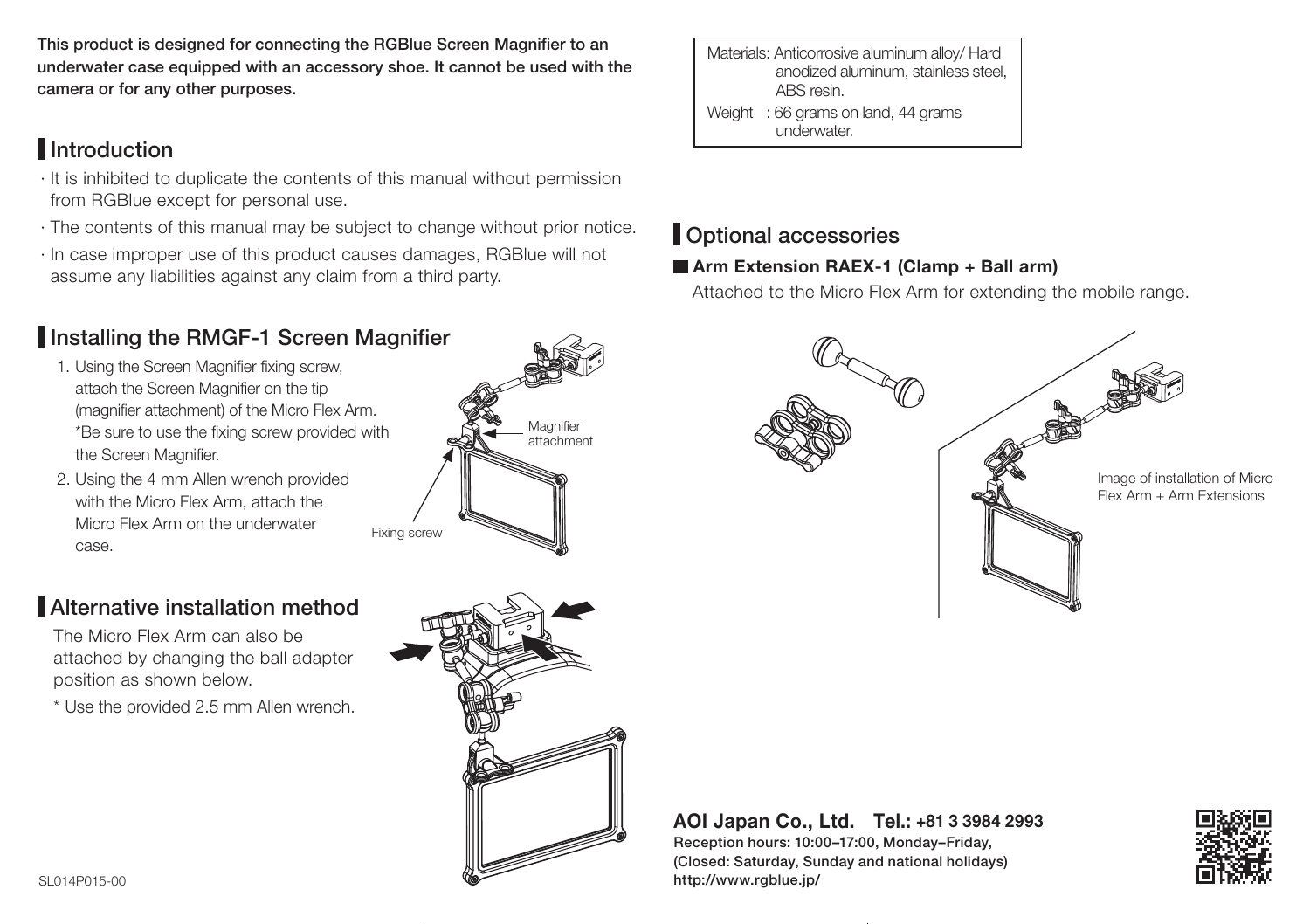**This product is designed for connecting the RGBlue Screen Magnifier to an underwater case equipped with an accessory shoe. It cannot be used with the camera or for any other purposes.**

## Introduction

- It is inhibited to duplicate the contents of this manual without permission from RGBlue except for personal use.
- The contents of this manual may be subject to change without prior notice.
- In case improper use of this product causes damages, RGBlue will not assume any liabilities against any claim from a third party.

## Installing the RMGF-1 Screen Magnifier

1. Using the Screen Magnifier fixing screw, attach the Screen Magnifier on the tip (magnifier attachment) of the Micro Flex Arm.
   *Be sure to use the fixing screw provided with the Screen Magnifier.
2. Using the 4 mm Allen wrench provided with the Micro Flex Arm, attach the Micro Flex Arm on the underwater case.

Magnifier attachment

Fixing screw

## Alternative installation method

The Micro Flex Arm can also be attached by changing the ball adapter position as shown below.

* Use the provided 2.5 mm Allen wrench.

| | |
|---|---|
| Materials: | Anticorrosive aluminum alloy/ Hard anodized aluminum, stainless steel, ABS resin. |
| Weight | : 66 grams on land, 44 grams underwater. |

## Optional accessories

### Arm Extension RAEX-1 (Clamp + Ball arm)

Attached to the Micro Flex Arm for extending the mobile range.

Image of installation of Micro Flex Arm + Arm Extensions

**AOI Japan Co., Ltd. Tel.: +81 3 3984 2993**

**Reception hours: 10:00–17:00, Monday–Friday,**
**(Closed: Saturday, Sunday and national holidays)**
**http://www.rgblue.jp/**

SL014P015-00